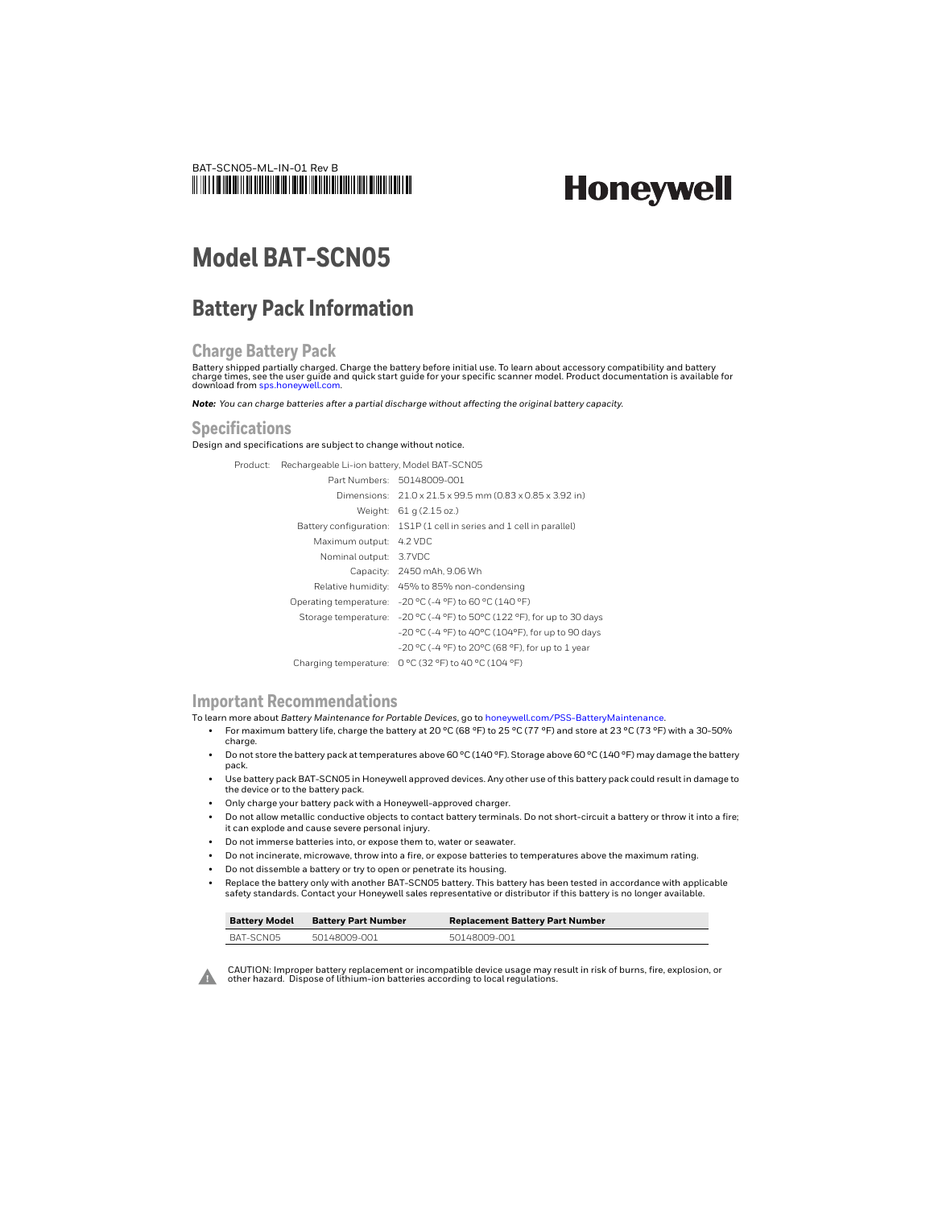BAT-SCN05-ML-IN-01 Rev B

Honeywell

# Model BAT-SCN05

## Battery Pack Information

### Charge Battery Pack

Battery shipped partially charged. Charge the battery before initial use. To learn about accessory compatibility and battery charge times, see the user guide and quick start guide for your specific scanner model. Product documentation is available for download from sps.honeywell.com.

***Note:*** *You can charge batteries after a partial discharge without affecting the original battery capacity.*

### Specifications

Design and specifications are subject to change without notice.

Product: Rechargeable Li-ion battery, Model BAT-SCN05

| | |
|---|---|
| Part Numbers: | 50148009-001 |
| Dimensions: | 21.0 x 21.5 x 99.5 mm (0.83 x 0.85 x 3.92 in) |
| Weight: | 61 g (2.15 oz.) |
| Battery configuration: | 1S1P (1 cell in series and 1 cell in parallel) |
| Maximum output: | 4.2 VDC |
| Nominal output: | 3.7VDC |
| Capacity: | 2450 mAh, 9.06 Wh |
| Relative humidity: | 45% to 85% non-condensing |
| Operating temperature: | -20 °C (-4 °F) to 60 °C (140 °F) |
| Storage temperature: | -20 °C (-4 °F) to 50°C (122 °F), for up to 30 days |
| | -20 °C (-4 °F) to 40°C (104°F), for up to 90 days |
| | -20 °C (-4 °F) to 20°C (68 °F), for up to 1 year |
| Charging temperature: | 0 °C (32 °F) to 40 °C (104 °F) |

### Important Recommendations

To learn more about *Battery Maintenance for Portable Devices*, go to honeywell.com/PSS-BatteryMaintenance.

- For maximum battery life, charge the battery at 20 °C (68 °F) to 25 °C (77 °F) and store at 23 °C (73 °F) with a 30-50% charge.
- Do not store the battery pack at temperatures above 60 °C (140 °F). Storage above 60 °C (140 °F) may damage the battery pack.
- Use battery pack BAT-SCN05 in Honeywell approved devices. Any other use of this battery pack could result in damage to the device or to the battery pack.
- Only charge your battery pack with a Honeywell-approved charger.
- Do not allow metallic conductive objects to contact battery terminals. Do not short-circuit a battery or throw it into a fire; it can explode and cause severe personal injury.
- Do not immerse batteries into, or expose them to, water or seawater.
- Do not incinerate, microwave, throw into a fire, or expose batteries to temperatures above the maximum rating.
- Do not dissemble a battery or try to open or penetrate its housing.
- Replace the battery only with another BAT-SCN05 battery. This battery has been tested in accordance with applicable safety standards. Contact your Honeywell sales representative or distributor if this battery is no longer available.

| Battery Model | Battery Part Number | Replacement Battery Part Number |
|---|---|---|
| BAT-SCN05 | 50148009-001 | 50148009-001 |

CAUTION: Improper battery replacement or incompatible device usage may result in risk of burns, fire, explosion, or other hazard. Dispose of lithium-ion batteries according to local regulations.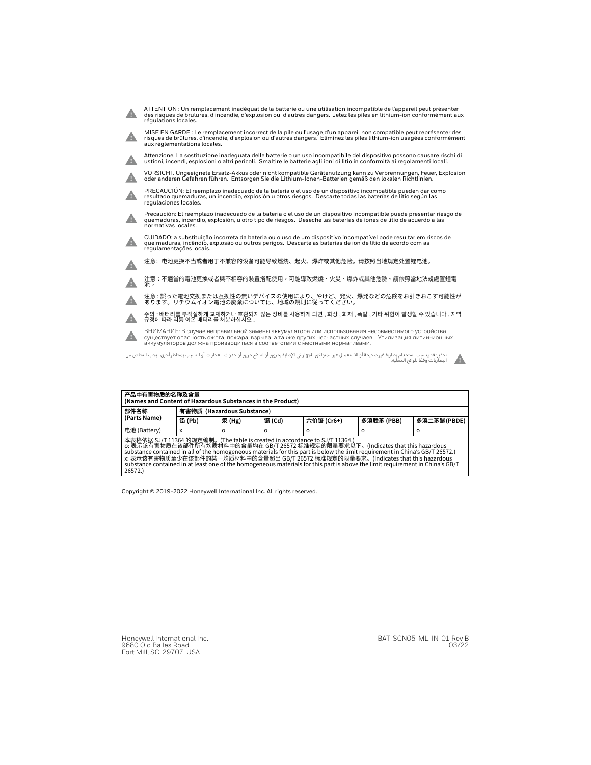⚠ ATTENTION : Un remplacement inadéquat de la batterie ou une utilisation incompatible de l'appareil peut présenter des risques de brulures, d'incendie, d'explosion ou d'autres dangers. Jetez les piles en lithium-ion conformément aux régulations locales.

⚠ MISE EN GARDE : Le remplacement incorrect de la pile ou l'usage d'un appareil non compatible peut représenter des risques de brûlures, d'incendie, d'explosion ou d'autres dangers. Éliminez les piles lithium-ion usagées conformément aux réglementations locales.

⚠ Attenzione. La sostituzione inadeguata delle batterie o un uso incompatibile del dispositivo possono causare rischi di ustioni, incendi, esplosioni o altri pericoli. Smaltire le batterie agli ioni di litio in conformità ai regolamenti locali.

⚠ VORSICHT. Ungeeignete Ersatz-Akkus oder nicht kompatible Gerätenutzung kann zu Verbrennungen, Feuer, Explosion oder anderen Gefahren führen. Entsorgen Sie die Lithium-Ionen-Batterien gemäß den lokalen Richtlinien.

⚠ PRECAUCIÓN: El reemplazo inadecuado de la batería o el uso de un dispositivo incompatible pueden dar como resultado quemaduras, un incendio, explosión u otros riesgos. Descarte todas las baterías de litio según las regulaciones locales.

⚠ Precaución: El reemplazo inadecuado de la batería o el uso de un dispositivo incompatible puede presentar riesgo de quemaduras, incendio, explosión, u otro tipo de riesgos. Deseche las baterías de iones de litio de acuerdo a las normativas locales.

⚠ CUIDADO: a substituição incorreta da bateria ou o uso de um dispositivo incompatível pode resultar em riscos de queimaduras, incêndio, explosão ou outros perigos. Descarte as baterias de íon de lítio de acordo com as regulamentações locais.

⚠ 注意：电池更换不当或者用于不兼容的设备可能导致燃烧、起火、爆炸或其他危险。请按照当地规定处置锂电池。

⚠ 注意：不適當的電池更換或者與不相容的裝置搭配使用，可能導致燃燒、火災、爆炸或其他危險。請依照當地法規處置鋰電池。

⚠ 注意 : 誤った電池交換または互換性の無いデバイスの使用により、やけど、発火、爆発などの危険をお引きおこす可能性があります。リチウムイオン電池の廃棄については、地域の規則に従ってください。

⚠ 주의 : 배터리를 부적절하게 교체하거나 호환되지 않는 장비를 사용하게 되면 , 화상 , 화재 , 폭발 , 기타 위험이 발생할 수 있습니다 . 지역 규정에 따라 리튬 이온 배터리를 처분하십시오 .

⚠ ВНИМАНИЕ: В случае неправильной замены аккумулятора или использования несовместимого устройства существует опасность ожога, пожара, взрыва, а также других несчастных случаев. Утилизация литий-ионных аккумуляторов должна производиться в соответствии с местными нормативами.

⚠ تحذير: قد يتسبب استخدام بطارية غير صحيحة أو الاستعمال غير المتوافق للجهاز في الإصابة بحروق أو اندلاع حريق أو حدوث انفجارات أو التسبب بمخاطر أخرى. يجب التخلص من البطاريات وفقًا للوائح المحلية.

| **产品中有害物质的名称及含量 (Names and Content of Hazardous Substances in the Product)** | | | | | | |
|---|---|---|---|---|---|---|
| **部件名称 (Parts Name)** | **有害物质 (Hazardous Substance)** | | | | | |
| | **铅 (Pb)** | **汞 (Hg)** | **镉 (Cd)** | **六价铬 (Cr6+)** | **多溴联苯 (PBB)** | **多溴二苯醚(PBDE)** |
| 电池 (Battery) | x | o | o | o | o | o |

本表格依据 SJ/T 11364 的规定编制。(The table is created in accordance to SJ/T 11364.)
o: 表示该有害物质在该部件所有均质材料中的含量均在 GB/T 26572 标准规定的限量要求以下。(Indicates that this hazardous substance contained in all of the homogeneous materials for this part is below the limit requirement in China's GB/T 26572.)
x: 表示该有害物质至少在该部件的某一均质材料中的含量超出 GB/T 26572 标准规定的限量要求。(Indicates that this hazardous substance contained in at least one of the homogeneous materials for this part is above the limit requirement in China's GB/T 26572.)

Copyright © 2019-2022 Honeywell International Inc. All rights reserved.

Honeywell International Inc.
9680 Old Bailes Road
Fort Mill, SC 29707 USA

BAT-SCN05-ML-IN-01 Rev B
03/22